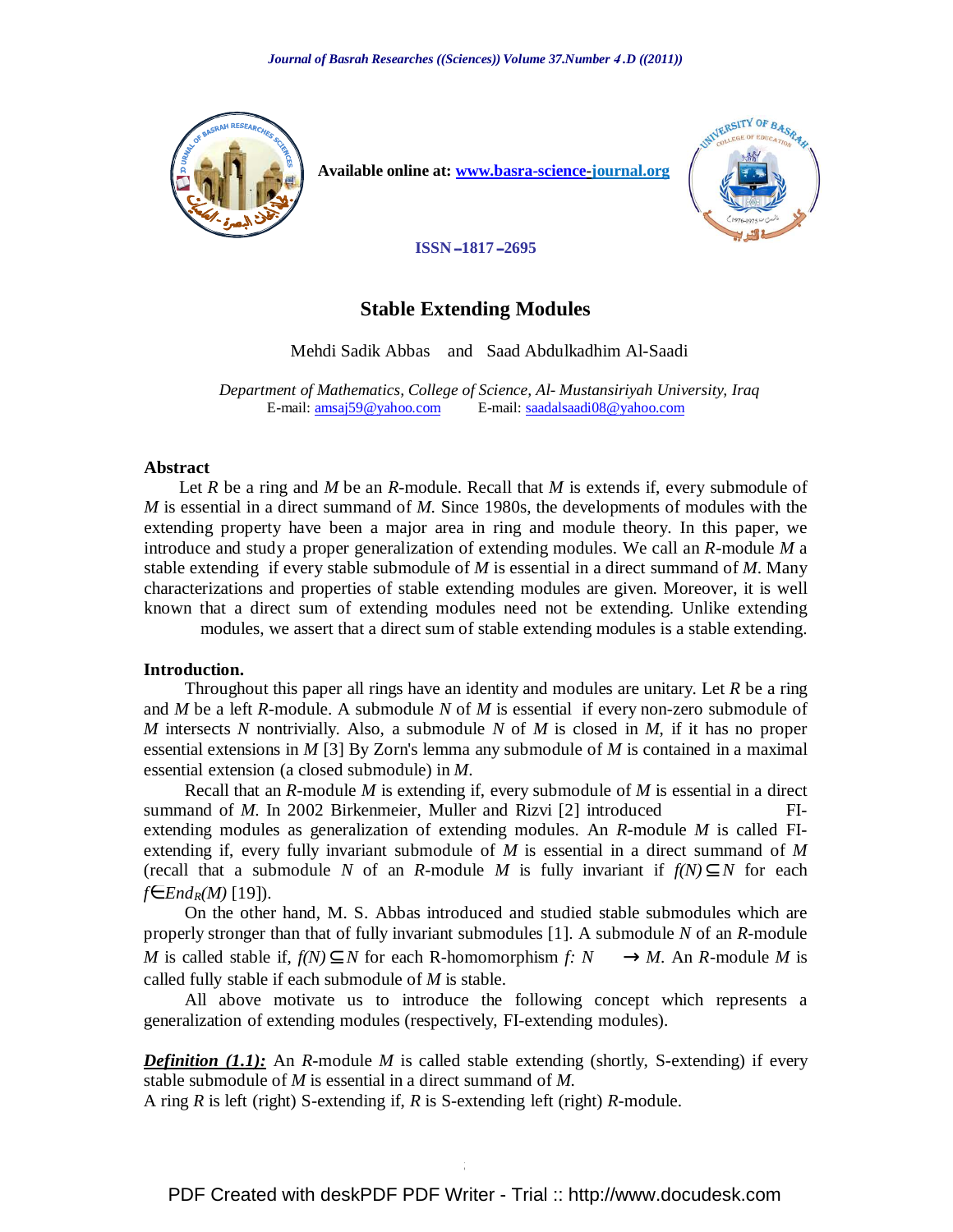Available online at: www.basra-science-journal.org

ISSN -1817-2695

# Stable Extending Modules

Mehdi Sadik Abbas and Saad Abdulkadhim Al-Saadi

*Department of Mathematics, College of Science, Al- Mustansiriyah University, Iraq*
E-mail: amsaj59@yahoo.com E-mail: saadalsaadi08@yahoo.com

## Abstract

Let $R$ be a ring and $M$ be an $R$-module. Recall that $M$ is extends if, every submodule of $M$ is essential in a direct summand of $M$. Since 1980s, the developments of modules with the extending property have been a major area in ring and module theory. In this paper, we introduce and study a proper generalization of extending modules. We call an $R$-module $M$ a stable extending if every stable submodule of $M$ is essential in a direct summand of $M$. Many characterizations and properties of stable extending modules are given. Moreover, it is well known that a direct sum of extending modules need not be extending. Unlike extending modules, we assert that a direct sum of stable extending modules is a stable extending.

## Introduction.

Throughout this paper all rings have an identity and modules are unitary. Let $R$ be a ring and $M$ be a left $R$-module. A submodule $N$ of $M$ is essential if every non-zero submodule of $M$ intersects $N$ nontrivially. Also, a submodule $N$ of $M$ is closed in $M$, if it has no proper essential extensions in $M$ [3] By Zorn's lemma any submodule of $M$ is contained in a maximal essential extension (a closed submodule) in $M$.

Recall that an $R$-module $M$ is extending if, every submodule of $M$ is essential in a direct summand of $M$. In 2002 Birkenmeier, Muller and Rizvi [2] introduced FI-extending modules as generalization of extending modules. An $R$-module $M$ is called FI-extending if, every fully invariant submodule of $M$ is essential in a direct summand of $M$ (recall that a submodule $N$ of an $R$-module $M$ is fully invariant if $f(N) \subseteq N$ for each $f \in End_R(M)$ [19]).

On the other hand, M. S. Abbas introduced and studied stable submodules which are properly stronger than that of fully invariant submodules [1]. A submodule $N$ of an $R$-module $M$ is called stable if, $f(N) \subseteq N$ for each R-homomorphism $f: N \to M$. An $R$-module $M$ is called fully stable if each submodule of $M$ is stable.

All above motivate us to introduce the following concept which represents a generalization of extending modules (respectively, FI-extending modules).

***Definition (1.1):*** An $R$-module $M$ is called stable extending (shortly, S-extending) if every stable submodule of $M$ is essential in a direct summand of $M$.
A ring $R$ is left (right) S-extending if, $R$ is S-extending left (right) $R$-module.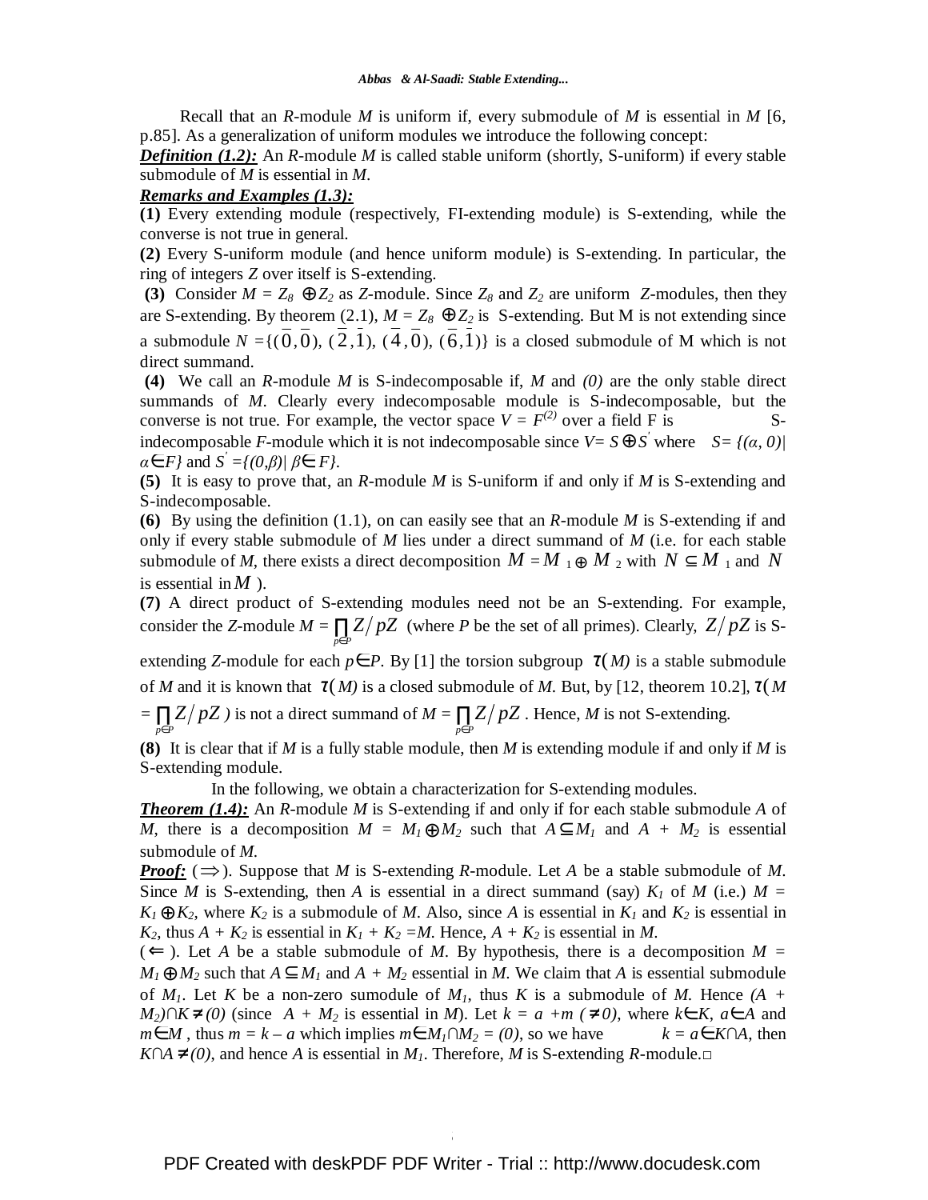Recall that an $R$-module $M$ is uniform if, every submodule of $M$ is essential in $M$ [6, p.85]. As a generalization of uniform modules we introduce the following concept:

***Definition (1.2):*** An $R$-module $M$ is called stable uniform (shortly, S-uniform) if every stable submodule of $M$ is essential in $M$.

***Remarks and Examples (1.3):***

**(1)** Every extending module (respectively, FI-extending module) is S-extending, while the converse is not true in general.

**(2)** Every S-uniform module (and hence uniform module) is S-extending. In particular, the ring of integers $Z$ over itself is S-extending.

**(3)** Consider $M = Z_8 \oplus Z_2$ as $Z$-module. Since $Z_8$ and $Z_2$ are uniform $Z$-modules, then they are S-extending. By theorem (2.1), $M = Z_8 \oplus Z_2$ is S-extending. But M is not extending since a submodule $N = \{(\bar{0},\bar{0}), (\bar{2},\bar{1}), (\bar{4},\bar{0}), (\bar{6},\bar{1})\}$ is a closed submodule of M which is not direct summand.

**(4)** We call an $R$-module $M$ is S-indecomposable if, $M$ and $(0)$ are the only stable direct summands of $M$. Clearly every indecomposable module is S-indecomposable, but the converse is not true. For example, the vector space $V = F^{(2)}$ over a field F is S-indecomposable $F$-module which it is not indecomposable since $V = S \oplus S'$ where $S = \{(\alpha, 0) | \alpha \in F\}$ and $S' = \{(0,\beta) | \beta \in F\}$.

**(5)** It is easy to prove that, an $R$-module $M$ is S-uniform if and only if $M$ is S-extending and S-indecomposable.

**(6)** By using the definition (1.1), on can easily see that an $R$-module $M$ is S-extending if and only if every stable submodule of $M$ lies under a direct summand of $M$ (i.e. for each stable submodule of $M$, there exists a direct decomposition $M = M_1 \oplus M_2$ with $N \subseteq M_1$ and $N$ is essential in $M$ ).

**(7)** A direct product of S-extending modules need not be an S-extending. For example, consider the $Z$-module $M = \prod_{p \in P} Z/pZ$ (where $P$ be the set of all primes). Clearly, $Z/pZ$ is S-extending $Z$-module for each $p \in P$. By [1] the torsion subgroup $\tau(M)$ is a stable submodule of $M$ and it is known that $\tau(M)$ is a closed submodule of $M$. But, by [12, theorem 10.2], $\tau(M = \prod_{p \in P} Z/pZ)$ is not a direct summand of $M = \prod_{p \in P} Z/pZ$. Hence, $M$ is not S-extending.

**(8)** It is clear that if $M$ is a fully stable module, then $M$ is extending module if and only if $M$ is S-extending module.

In the following, we obtain a characterization for S-extending modules.

***Theorem (1.4):*** An $R$-module $M$ is S-extending if and only if for each stable submodule $A$ of $M$, there is a decomposition $M = M_1 \oplus M_2$ such that $A \subseteq M_1$ and $A + M_2$ is essential submodule of $M$.

***Proof:*** ($\Rightarrow$). Suppose that $M$ is S-extending $R$-module. Let $A$ be a stable submodule of $M$. Since $M$ is S-extending, then $A$ is essential in a direct summand (say) $K_1$ of $M$ (i.e.) $M = K_1 \oplus K_2$, where $K_2$ is a submodule of $M$. Also, since $A$ is essential in $K_1$ and $K_2$ is essential in $K_2$, thus $A + K_2$ is essential in $K_1 + K_2 = M$. Hence, $A + K_2$ is essential in $M$.

($\Leftarrow$). Let $A$ be a stable submodule of $M$. By hypothesis, there is a decomposition $M = M_1 \oplus M_2$ such that $A \subseteq M_1$ and $A + M_2$ essential in $M$. We claim that $A$ is essential submodule of $M_1$. Let $K$ be a non-zero sumodule of $M_1$, thus $K$ is a submodule of $M$. Hence $(A + M_2) \cap K \neq (0)$ (since $A + M_2$ is essential in $M$). Let $k = a + m$ $(\neq 0)$, where $k \in K$, $a \in A$ and $m \in M$, thus $m = k - a$ which implies $m \in M_1 \cap M_2 = (0)$, so we have $k = a \in K \cap A$, then $K \cap A \neq (0)$, and hence $A$ is essential in $M_1$. Therefore, $M$ is S-extending $R$-module.□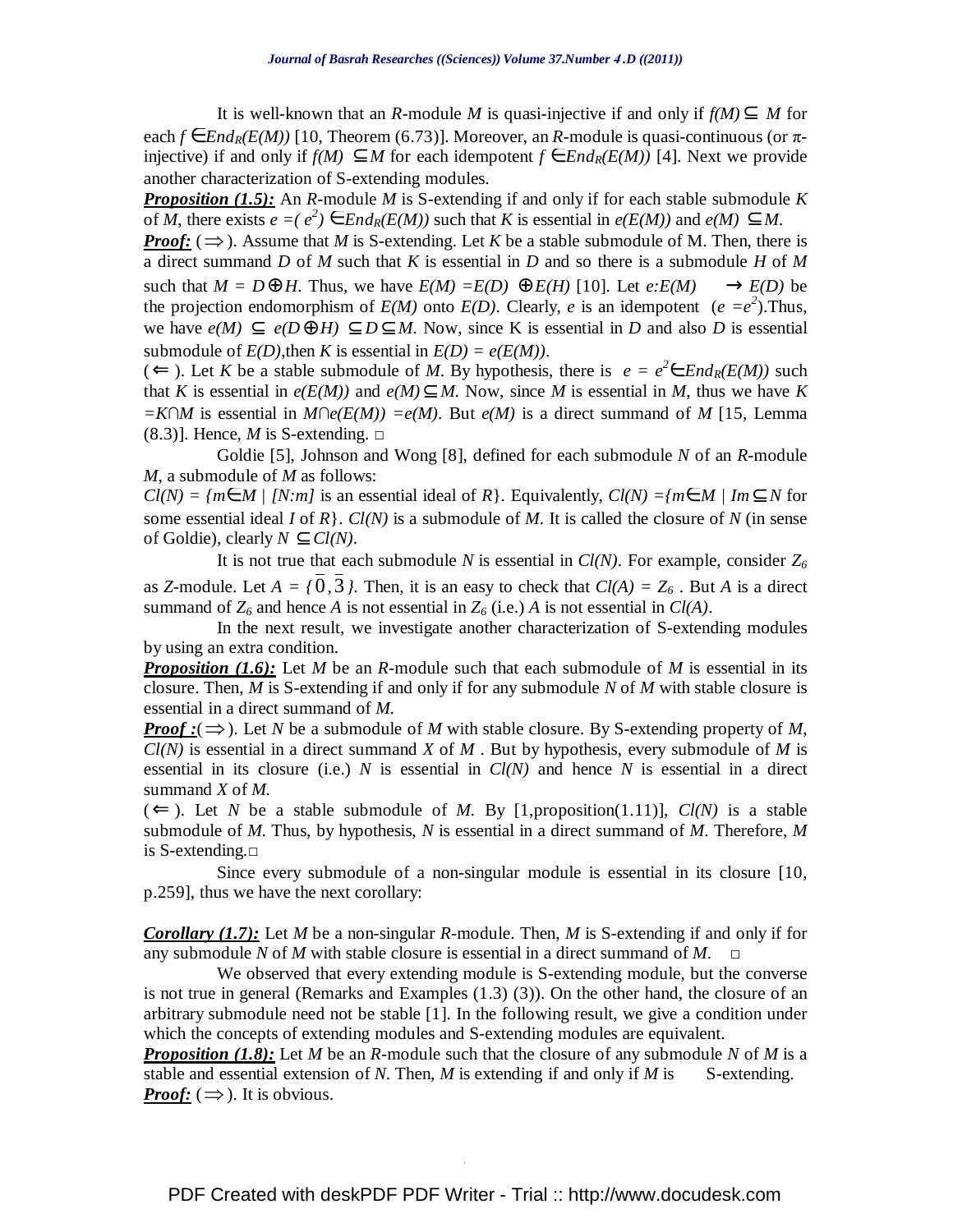It is well-known that an $R$-module $M$ is quasi-injective if and only if $f(M) \subseteq M$ for each $f \in End_R(E(M))$ [10, Theorem (6.73)]. Moreover, an $R$-module is quasi-continuous (or $\pi$-injective) if and only if $f(M) \subseteq M$ for each idempotent $f \in End_R(E(M))$ [4]. Next we provide another characterization of S-extending modules.

***Proposition (1.5):*** An $R$-module $M$ is S-extending if and only if for each stable submodule $K$ of $M$, there exists $e = (e^2) \in End_R(E(M))$ such that $K$ is essential in $e(E(M))$ and $e(M) \subseteq M$.

***Proof:*** ($\Rightarrow$). Assume that $M$ is S-extending. Let $K$ be a stable submodule of M. Then, there is a direct summand $D$ of $M$ such that $K$ is essential in $D$ and so there is a submodule $H$ of $M$ such that $M = D \oplus H$. Thus, we have $E(M) = E(D) \oplus E(H)$ [10]. Let $e: E(M) \rightarrow E(D)$ be the projection endomorphism of $E(M)$ onto $E(D)$. Clearly, $e$ is an idempotent ($e = e^2$).Thus, we have $e(M) \subseteq e(D \oplus H) \subseteq D \subseteq M$. Now, since K is essential in $D$ and also $D$ is essential submodule of $E(D)$,then $K$ is essential in $E(D) = e(E(M))$.

($\Leftarrow$). Let $K$ be a stable submodule of $M$. By hypothesis, there is $e = e^2 \in End_R(E(M))$ such that $K$ is essential in $e(E(M))$ and $e(M) \subseteq M$. Now, since $M$ is essential in $M$, thus we have $K = K \cap M$ is essential in $M \cap e(E(M)) = e(M)$. But $e(M)$ is a direct summand of $M$ [15, Lemma (8.3)]. Hence, $M$ is S-extending. □

Goldie [5], Johnson and Wong [8], defined for each submodule $N$ of an $R$-module $M$, a submodule of $M$ as follows:

$Cl(N) = \{m \in M \mid [N:m]$ is an essential ideal of $R\}$. Equivalently, $Cl(N) = \{m \in M \mid Im \subseteq N$ for some essential ideal $I$ of $R\}$. $Cl(N)$ is a submodule of $M$. It is called the closure of $N$ (in sense of Goldie), clearly $N \subseteq Cl(N)$.

It is not true that each submodule $N$ is essential in $Cl(N)$. For example, consider $Z_6$ as $Z$-module. Let $A = \{\bar{0}, \bar{3}\}$. Then, it is an easy to check that $Cl(A) = Z_6$. But $A$ is a direct summand of $Z_6$ and hence $A$ is not essential in $Z_6$ (i.e.) $A$ is not essential in $Cl(A)$.

In the next result, we investigate another characterization of S-extending modules by using an extra condition.

***Proposition (1.6):*** Let $M$ be an $R$-module such that each submodule of $M$ is essential in its closure. Then, $M$ is S-extending if and only if for any submodule $N$ of $M$ with stable closure is essential in a direct summand of $M$.

***Proof :***($\Rightarrow$). Let $N$ be a submodule of $M$ with stable closure. By S-extending property of $M$, $Cl(N)$ is essential in a direct summand $X$ of $M$ . But by hypothesis, every submodule of $M$ is essential in its closure (i.e.) $N$ is essential in $Cl(N)$ and hence $N$ is essential in a direct summand $X$ of $M$.

($\Leftarrow$). Let $N$ be a stable submodule of $M$. By [1,proposition(1.11)], $Cl(N)$ is a stable submodule of $M$. Thus, by hypothesis, $N$ is essential in a direct summand of $M$. Therefore, $M$ is S-extending.□

Since every submodule of a non-singular module is essential in its closure [10, p.259], thus we have the next corollary:

***Corollary (1.7):*** Let $M$ be a non-singular $R$-module. Then, $M$ is S-extending if and only if for any submodule $N$ of $M$ with stable closure is essential in a direct summand of $M$. □

We observed that every extending module is S-extending module, but the converse is not true in general (Remarks and Examples (1.3) (3)). On the other hand, the closure of an arbitrary submodule need not be stable [1]. In the following result, we give a condition under which the concepts of extending modules and S-extending modules are equivalent.

***Proposition (1.8):*** Let $M$ be an $R$-module such that the closure of any submodule $N$ of $M$ is a stable and essential extension of $N$. Then, $M$ is extending if and only if $M$ is S-extending.

***Proof:*** ($\Rightarrow$). It is obvious.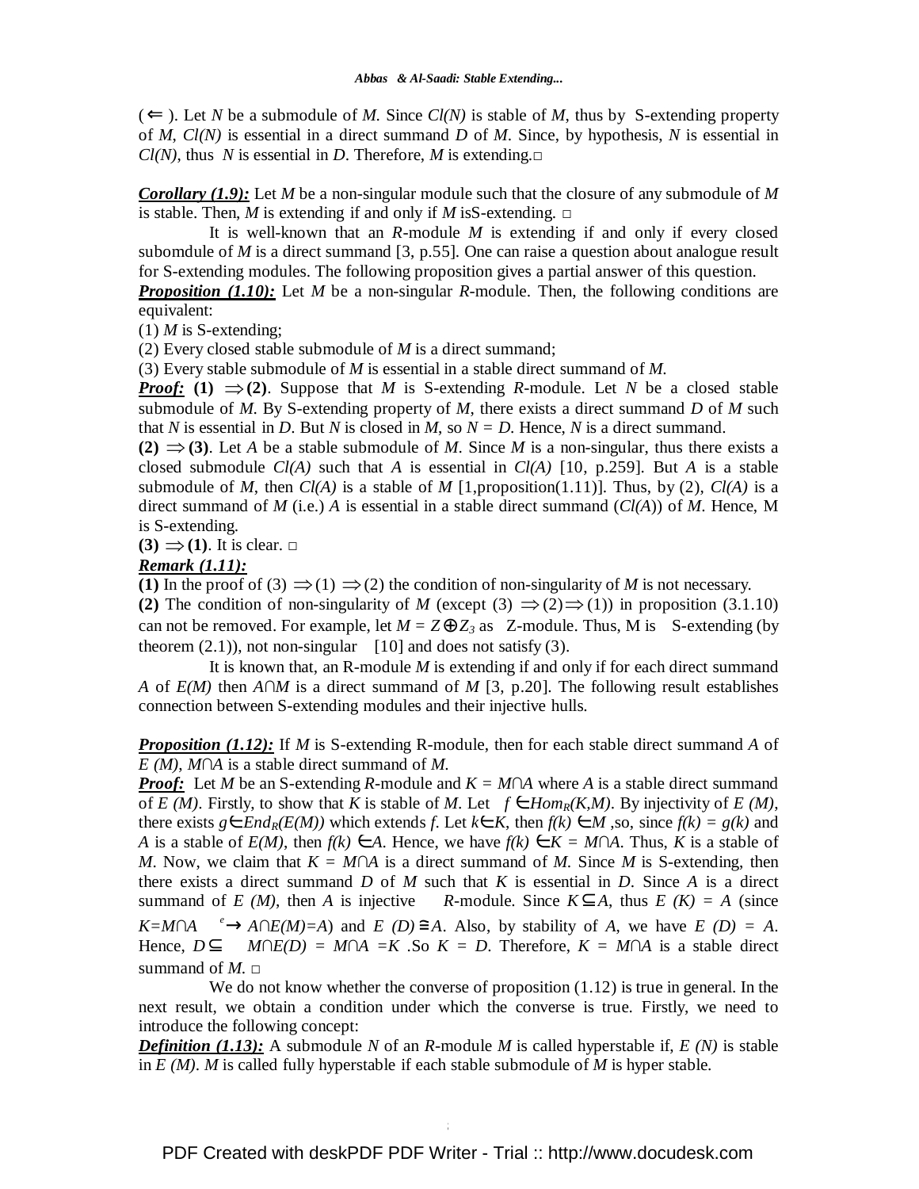($\Leftarrow$ ). Let $N$ be a submodule of $M$. Since $Cl(N)$ is stable of $M$, thus by S-extending property of $M$, $Cl(N)$ is essential in a direct summand $D$ of $M$. Since, by hypothesis, $N$ is essential in $Cl(N)$, thus $N$ is essential in $D$. Therefore, $M$ is extending.□

***Corollary (1.9):*** Let $M$ be a non-singular module such that the closure of any submodule of $M$ is stable. Then, $M$ is extending if and only if $M$ isS-extending. □

It is well-known that an $R$-module $M$ is extending if and only if every closed subomdule of $M$ is a direct summand [3, p.55]. One can raise a question about analogue result for S-extending modules. The following proposition gives a partial answer of this question.

***Proposition (1.10):*** Let $M$ be a non-singular $R$-module. Then, the following conditions are equivalent:

(1) $M$ is S-extending;

(2) Every closed stable submodule of $M$ is a direct summand;

(3) Every stable submodule of $M$ is essential in a stable direct summand of $M$.

***Proof:*** **(1) $\Rightarrow$ (2)**. Suppose that $M$ is S-extending $R$-module. Let $N$ be a closed stable submodule of $M$. By S-extending property of $M$, there exists a direct summand $D$ of $M$ such that $N$ is essential in $D$. But $N$ is closed in $M$, so $N = D$. Hence, $N$ is a direct summand.

**(2) $\Rightarrow$ (3)**. Let $A$ be a stable submodule of $M$. Since $M$ is a non-singular, thus there exists a closed submodule $Cl(A)$ such that $A$ is essential in $Cl(A)$ [10, p.259]. But $A$ is a stable submodule of $M$, then $Cl(A)$ is a stable of $M$ [1,proposition(1.11)]. Thus, by (2), $Cl(A)$ is a direct summand of $M$ (i.e.) $A$ is essential in a stable direct summand ($Cl(A)$) of $M$. Hence, M is S-extending.

**(3) $\Rightarrow$ (1)**. It is clear. □

***Remark (1.11):***

**(1)** In the proof of (3) $\Rightarrow$(1) $\Rightarrow$(2) the condition of non-singularity of $M$ is not necessary.

**(2)** The condition of non-singularity of $M$ (except (3) $\Rightarrow$(2)$\Rightarrow$(1)) in proposition (3.1.10) can not be removed. For example, let $M = Z\oplus Z_3$ as Z-module. Thus, M is S-extending (by theorem (2.1)), not non-singular [10] and does not satisfy (3).

It is known that, an R-module $M$ is extending if and only if for each direct summand $A$ of $E(M)$ then $A\cap M$ is a direct summand of $M$ [3, p.20]. The following result establishes connection between S-extending modules and their injective hulls.

***Proposition (1.12):*** If $M$ is S-extending R-module, then for each stable direct summand $A$ of $E(M)$, $M\cap A$ is a stable direct summand of $M$.

***Proof:*** Let $M$ be an S-extending $R$-module and $K = M\cap A$ where $A$ is a stable direct summand of $E(M)$. Firstly, to show that $K$ is stable of $M$. Let $f \in Hom_R(K,M)$. By injectivity of $E(M)$, there exists $g\in End_R(E(M))$ which extends $f$. Let $k\in K$, then $f(k) \in M$ ,so, since $f(k) = g(k)$ and $A$ is a stable of $E(M)$, then $f(k) \in A$. Hence, we have $f(k) \in K = M\cap A$. Thus, $K$ is a stable of $M$. Now, we claim that $K = M\cap A$ is a direct summand of $M$. Since $M$ is S-extending, then there exists a direct summand $D$ of $M$ such that $K$ is essential in $D$. Since $A$ is a direct summand of $E(M)$, then $A$ is injective $R$-module. Since $K\subseteq A$, thus $E(K) = A$ (since $K=M\cap A \overset{e}{\hookrightarrow} A\cap E(M)=A$) and $E(D)\cong A$. Also, by stability of $A$, we have $E(D) = A$. Hence, $D\subseteq M\cap E(D) = M\cap A =K$ .So $K = D$. Therefore, $K = M\cap A$ is a stable direct summand of $M$. □

We do not know whether the converse of proposition (1.12) is true in general. In the next result, we obtain a condition under which the converse is true. Firstly, we need to introduce the following concept:

***Definition (1.13):*** A submodule $N$ of an $R$-module $M$ is called hyperstable if, $E(N)$ is stable in $E(M)$. $M$ is called fully hyperstable if each stable submodule of $M$ is hyper stable.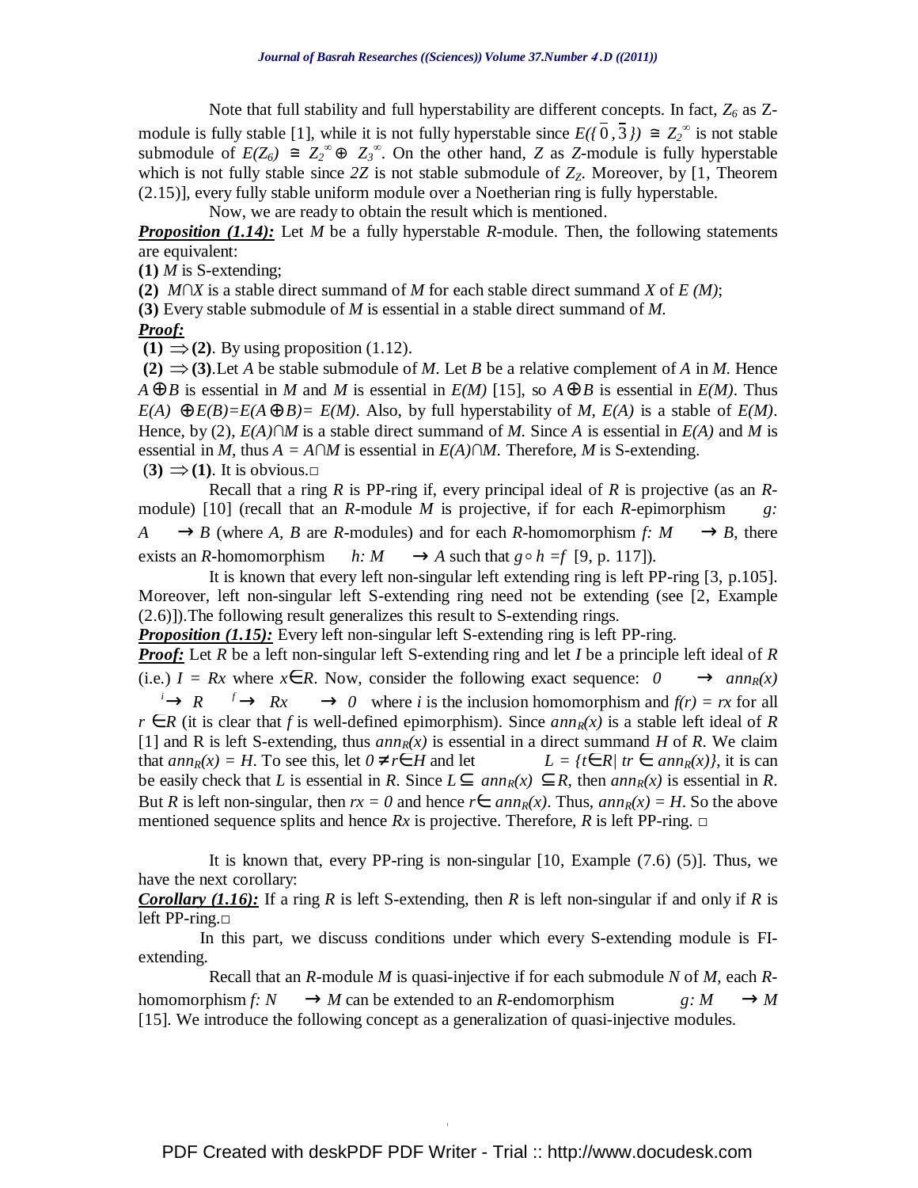Note that full stability and full hyperstability are different concepts. In fact, $Z_6$ as Z-module is fully stable [1], while it is not fully hyperstable since $E(\{\bar{0}, \bar{3}\}) \cong Z_2^{\infty}$ is not stable submodule of $E(Z_6) \cong Z_2^{\infty} \oplus Z_3^{\infty}$. On the other hand, $Z$ as $Z$-module is fully hyperstable which is not fully stable since $2Z$ is not stable submodule of $Z_Z$. Moreover, by [1, Theorem (2.15)], every fully stable uniform module over a Noetherian ring is fully hyperstable.

Now, we are ready to obtain the result which is mentioned.

***Proposition (1.14):*** Let $M$ be a fully hyperstable $R$-module. Then, the following statements are equivalent:

**(1)** $M$ is S-extending;

**(2)** $M \cap X$ is a stable direct summand of $M$ for each stable direct summand $X$ of $E(M)$;

**(3)** Every stable submodule of $M$ is essential in a stable direct summand of $M$.

***Proof:***

**(1)** $\Rightarrow$ **(2)**. By using proposition (1.12).

**(2)** $\Rightarrow$ **(3)**. Let $A$ be stable submodule of $M$. Let $B$ be a relative complement of $A$ in $M$. Hence $A \oplus B$ is essential in $M$ and $M$ is essential in $E(M)$ [15], so $A \oplus B$ is essential in $E(M)$. Thus $E(A) \oplus E(B) = E(A \oplus B) = E(M)$. Also, by full hyperstability of $M$, $E(A)$ is a stable of $E(M)$. Hence, by (2), $E(A) \cap M$ is a stable direct summand of $M$. Since $A$ is essential in $E(A)$ and $M$ is essential in $M$, thus $A = A \cap M$ is essential in $E(A) \cap M$. Therefore, $M$ is S-extending.

**(3)** $\Rightarrow$ **(1)**. It is obvious.□

Recall that a ring $R$ is PP-ring if, every principal ideal of $R$ is projective (as an $R$-module) [10] (recall that an $R$-module $M$ is projective, if for each $R$-epimorphism $g: A \rightarrow B$ (where $A$, $B$ are $R$-modules) and for each $R$-homomorphism $f: M \rightarrow B$, there exists an $R$-homomorphism $h: M \rightarrow A$ such that $g \circ h = f$ [9, p. 117]).

It is known that every left non-singular left extending ring is left PP-ring [3, p.105]. Moreover, left non-singular left S-extending ring need not be extending (see [2, Example (2.6)]). The following result generalizes this result to S-extending rings.

***Proposition (1.15):*** Every left non-singular left S-extending ring is left PP-ring.

***Proof:*** Let $R$ be a left non-singular left S-extending ring and let $I$ be a principle left ideal of $R$ (i.e.) $I = Rx$ where $x \in R$. Now, consider the following exact sequence: $0 \rightarrow ann_R(x) \xrightarrow{i} R \xrightarrow{f} Rx \rightarrow 0$ where $i$ is the inclusion homomorphism and $f(r) = rx$ for all $r \in R$ (it is clear that $f$ is well-defined epimorphism). Since $ann_R(x)$ is a stable left ideal of $R$ [1] and R is left S-extending, thus $ann_R(x)$ is essential in a direct summand $H$ of $R$. We claim that $ann_R(x) = H$. To see this, let $0 \neq r \in H$ and let $L = \{t \in R \mid tr \in ann_R(x)\}$, it is can be easily check that $L$ is essential in $R$. Since $L \subseteq ann_R(x) \subseteq R$, then $ann_R(x)$ is essential in $R$. But $R$ is left non-singular, then $rx = 0$ and hence $r \in ann_R(x)$. Thus, $ann_R(x) = H$. So the above mentioned sequence splits and hence $Rx$ is projective. Therefore, $R$ is left PP-ring. □

It is known that, every PP-ring is non-singular [10, Example (7.6) (5)]. Thus, we have the next corollary:

***Corollary (1.16):*** If a ring $R$ is left S-extending, then $R$ is left non-singular if and only if $R$ is left PP-ring.□

In this part, we discuss conditions under which every S-extending module is FI-extending.

Recall that an $R$-module $M$ is quasi-injective if for each submodule $N$ of $M$, each $R$-homomorphism $f: N \rightarrow M$ can be extended to an $R$-endomorphism $g: M \rightarrow M$ [15]. We introduce the following concept as a generalization of quasi-injective modules.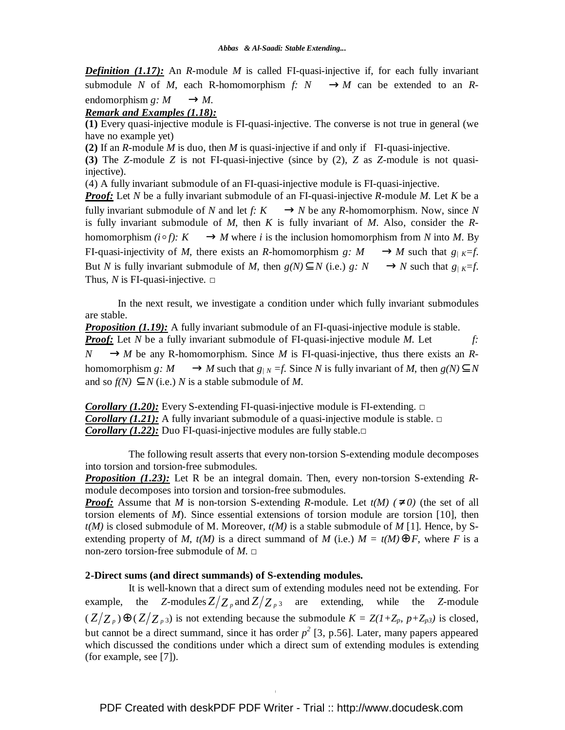***Definition (1.17):*** An $R$-module $M$ is called FI-quasi-injective if, for each fully invariant submodule $N$ of $M$, each R-homomorphism $f: N \to M$ can be extended to an $R$-endomorphism $g: M \to M$.

***Remark and Examples (1.18):***

**(1)** Every quasi-injective module is FI-quasi-injective. The converse is not true in general (we have no example yet)

**(2)** If an $R$-module $M$ is duo, then $M$ is quasi-injective if and only if FI-quasi-injective.

**(3)** The $Z$-module $Z$ is not FI-quasi-injective (since by (2), $Z$ as $Z$-module is not quasi-injective).

(4) A fully invariant submodule of an FI-quasi-injective module is FI-quasi-injective.

***Proof:*** Let $N$ be a fully invariant submodule of an FI-quasi-injective $R$-module $M$. Let $K$ be a fully invariant submodule of $N$ and let $f: K \to N$ be any $R$-homomorphism. Now, since $N$ is fully invariant submodule of $M$, then $K$ is fully invariant of $M$. Also, consider the $R$-homomorphism $(i \circ f): K \to M$ where $i$ is the inclusion homomorphism from $N$ into $M$. By FI-quasi-injectivity of $M$, there exists an $R$-homomorphism $g: M \to M$ such that $g_{|K}=f$. But $N$ is fully invariant submodule of $M$, then $g(N) \subseteq N$ (i.e.) $g: N \to N$ such that $g_{|K}=f$. Thus, $N$ is FI-quasi-injective. □

In the next result, we investigate a condition under which fully invariant submodules are stable.

***Proposition (1.19):*** A fully invariant submodule of an FI-quasi-injective module is stable.

***Proof:*** Let $N$ be a fully invariant submodule of FI-quasi-injective module $M$. Let $f: N \to M$ be any R-homomorphism. Since $M$ is FI-quasi-injective, thus there exists an $R$-homomorphism $g: M \to M$ such that $g_{|N}=f$. Since $N$ is fully invariant of $M$, then $g(N) \subseteq N$ and so $f(N) \subseteq N$ (i.e.) $N$ is a stable submodule of $M$.

***Corollary (1.20):*** Every S-extending FI-quasi-injective module is FI-extending. □

***Corollary (1.21):*** A fully invariant submodule of a quasi-injective module is stable. □

***Corollary (1.22):*** Duo FI-quasi-injective modules are fully stable.□

The following result asserts that every non-torsion S-extending module decomposes into torsion and torsion-free submodules.

***Proposition (1.23):*** Let R be an integral domain. Then, every non-torsion S-extending $R$-module decomposes into torsion and torsion-free submodules.

***Proof:*** Assume that $M$ is non-torsion S-extending $R$-module. Let $t(M)$ $(\neq 0)$ (the set of all torsion elements of $M$). Since essential extensions of torsion module are torsion [10], then $t(M)$ is closed submodule of M. Moreover, $t(M)$ is a stable submodule of $M$ [1]. Hence, by S-extending property of $M$, $t(M)$ is a direct summand of $M$ (i.e.) $M = t(M) \oplus F$, where $F$ is a non-zero torsion-free submodule of $M$. □

## 2-Direct sums (and direct summands) of S-extending modules.

It is well-known that a direct sum of extending modules need not be extending. For example, the $Z$-modules $Z/Z_p$ and $Z/Z_{p^3}$ are extending, while the $Z$-module $(Z/Z_p) \oplus (Z/Z_{p^3})$ is not extending because the submodule $K = Z(1+Z_p,\ p+Z_{p^3})$ is closed, but cannot be a direct summand, since it has order $p^2$ [3, p.56]. Later, many papers appeared which discussed the conditions under which a direct sum of extending modules is extending (for example, see [7]).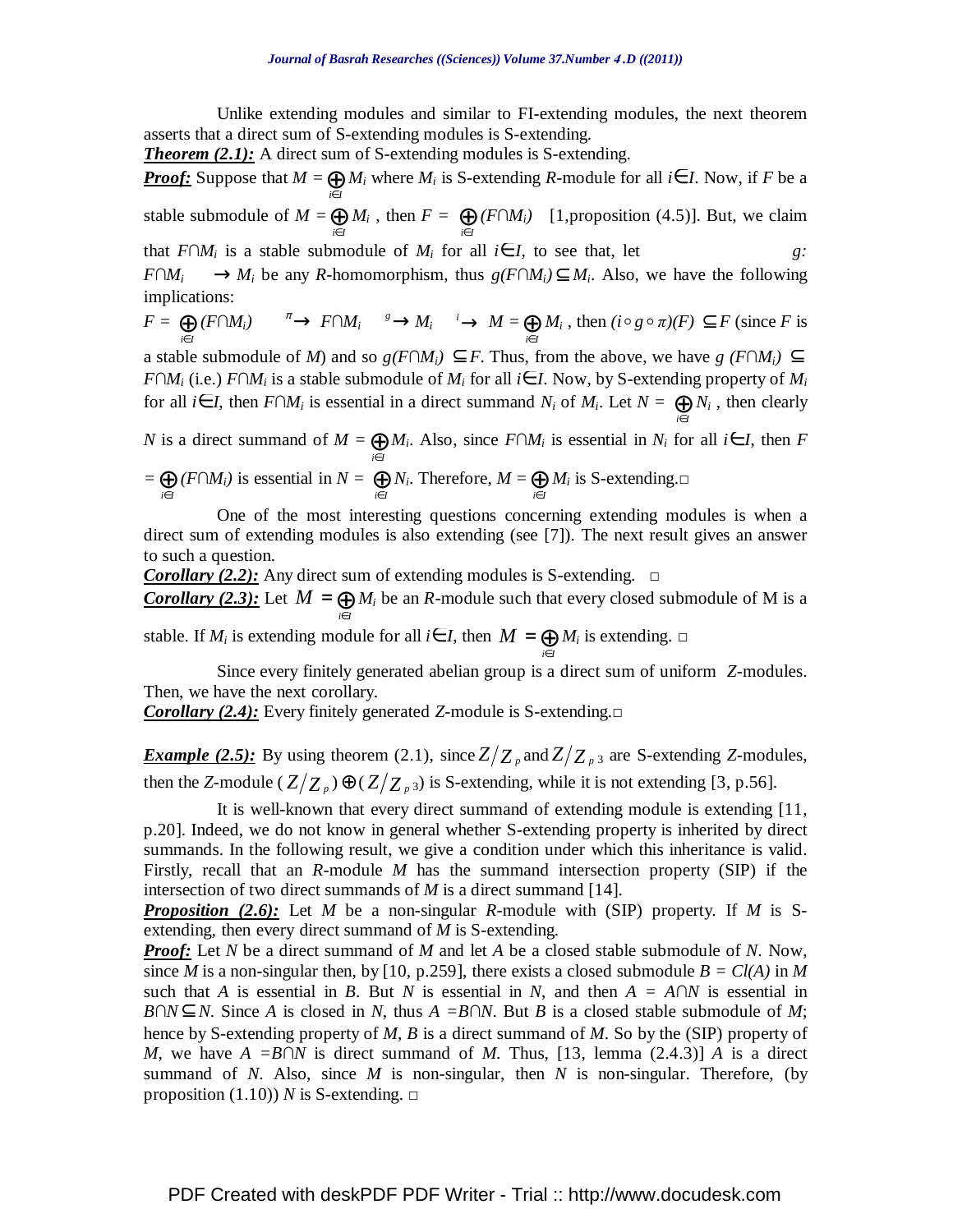Unlike extending modules and similar to FI-extending modules, the next theorem asserts that a direct sum of S-extending modules is S-extending.

***Theorem (2.1):*** A direct sum of S-extending modules is S-extending.

***Proof:*** Suppose that $M = \bigoplus_{i\in I} M_i$ where $M_i$ is S-extending $R$-module for all $i\in I$. Now, if $F$ be a stable submodule of $M = \bigoplus_{i\in I} M_i$ , then $F = \bigoplus_{i\in I} (F\cap M_i)$ [1,proposition (4.5)]. But, we claim that $F\cap M_i$ is a stable submodule of $M_i$ for all $i\in I$, to see that, let $g: F\cap M_i \rightarrow M_i$ be any $R$-homomorphism, thus $g(F\cap M_i)\subseteq M_i$. Also, we have the following implications:

$F = \bigoplus_{i\in I} (F\cap M_i) \xrightarrow{\pi} F\cap M_i \xrightarrow{g} M_i \xrightarrow{i} M = \bigoplus_{i\in I} M_i$ , then $(i\circ g\circ \pi)(F) \subseteq F$ (since $F$ is a stable submodule of $M$) and so $g(F\cap M_i) \subseteq F$. Thus, from the above, we have $g(F\cap M_i) \subseteq F\cap M_i$ (i.e.) $F\cap M_i$ is a stable submodule of $M_i$ for all $i\in I$. Now, by S-extending property of $M_i$ for all $i\in I$, then $F\cap M_i$ is essential in a direct summand $N_i$ of $M_i$. Let $N = \bigoplus_{i\in I} N_i$ , then clearly $N$ is a direct summand of $M = \bigoplus_{i\in I} M_i$. Also, since $F\cap M_i$ is essential in $N_i$ for all $i\in I$, then $F = \bigoplus_{i\in I} (F\cap M_i)$ is essential in $N = \bigoplus_{i\in I} N_i$. Therefore, $M = \bigoplus_{i\in I} M_i$ is S-extending.□

One of the most interesting questions concerning extending modules is when a direct sum of extending modules is also extending (see [7]). The next result gives an answer to such a question.

***Corollary (2.2):*** Any direct sum of extending modules is S-extending. □

***Corollary (2.3):*** Let $M = \bigoplus_{i\in I} M_i$ be an $R$-module such that every closed submodule of M is a stable. If $M_i$ is extending module for all $i\in I$, then $M = \bigoplus_{i\in I} M_i$ is extending. □

Since every finitely generated abelian group is a direct sum of uniform $Z$-modules. Then, we have the next corollary.

***Corollary (2.4):*** Every finitely generated $Z$-module is S-extending.□

***Example (2.5):*** By using theorem (2.1), since $Z/Z_p$ and $Z/Z_{p^3}$ are S-extending $Z$-modules, then the $Z$-module $(Z/Z_p)\oplus(Z/Z_{p^3})$ is S-extending, while it is not extending [3, p.56].

It is well-known that every direct summand of extending module is extending [11, p.20]. Indeed, we do not know in general whether S-extending property is inherited by direct summands. In the following result, we give a condition under which this inheritance is valid. Firstly, recall that an $R$-module $M$ has the summand intersection property (SIP) if the intersection of two direct summands of $M$ is a direct summand [14].

***Proposition (2.6):*** Let $M$ be a non-singular $R$-module with (SIP) property. If $M$ is S-extending, then every direct summand of $M$ is S-extending.

***Proof:*** Let $N$ be a direct summand of $M$ and let $A$ be a closed stable submodule of $N$. Now, since $M$ is a non-singular then, by [10, p.259], there exists a closed submodule $B = Cl(A)$ in $M$ such that $A$ is essential in $B$. But $N$ is essential in $N$, and then $A = A\cap N$ is essential in $B\cap N\subseteq N$. Since $A$ is closed in $N$, thus $A = B\cap N$. But $B$ is a closed stable submodule of $M$; hence by S-extending property of $M$, $B$ is a direct summand of $M$. So by the (SIP) property of $M$, we have $A = B\cap N$ is direct summand of $M$. Thus, [13, lemma (2.4.3)] $A$ is a direct summand of $N$. Also, since $M$ is non-singular, then $N$ is non-singular. Therefore, (by proposition (1.10)) $N$ is S-extending. □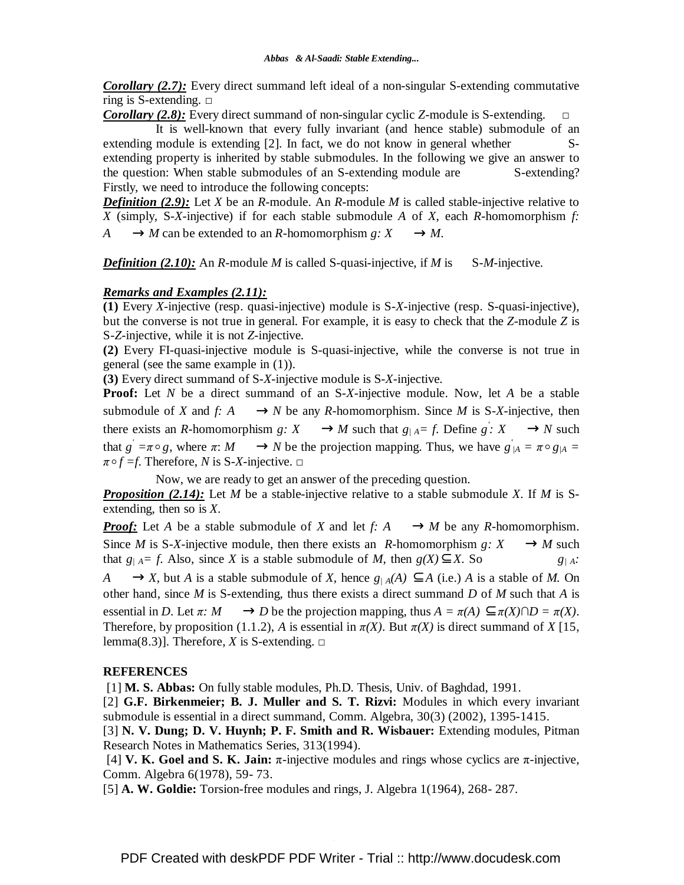***Corollary (2.7):*** Every direct summand left ideal of a non-singular S-extending commutative ring is S-extending. □

***Corollary (2.8):*** Every direct summand of non-singular cyclic *Z*-module is S-extending. □

It is well-known that every fully invariant (and hence stable) submodule of an extending module is extending [2]. In fact, we do not know in general whether S-extending property is inherited by stable submodules. In the following we give an answer to the question: When stable submodules of an S-extending module are S-extending? Firstly, we need to introduce the following concepts:

***Definition (2.9):*** Let $X$ be an $R$-module. An $R$-module $M$ is called stable-injective relative to $X$ (simply, S-$X$-injective) if for each stable submodule $A$ of $X$, each $R$-homomorphism $f: A \rightarrow M$ can be extended to an $R$-homomorphism $g: X \rightarrow M$.

***Definition (2.10):*** An $R$-module $M$ is called S-quasi-injective, if $M$ is S-$M$-injective.

***Remarks and Examples (2.11):***

**(1)** Every $X$-injective (resp. quasi-injective) module is S-$X$-injective (resp. S-quasi-injective), but the converse is not true in general. For example, it is easy to check that the $Z$-module $Z$ is S-$Z$-injective, while it is not $Z$-injective.

**(2)** Every FI-quasi-injective module is S-quasi-injective, while the converse is not true in general (see the same example in (1)).

**(3)** Every direct summand of S-$X$-injective module is S-$X$-injective.

**Proof:** Let $N$ be a direct summand of an S-$X$-injective module. Now, let $A$ be a stable submodule of $X$ and $f: A \rightarrow N$ be any $R$-homomorphism. Since $M$ is S-$X$-injective, then there exists an $R$-homomorphism $g: X \rightarrow M$ such that $g_{|A} = f$. Define $g': X \rightarrow N$ such that $g' = \pi \circ g$, where $\pi: M \rightarrow N$ be the projection mapping. Thus, we have $g'_{|A} = \pi \circ g_{|A} = \pi \circ f = f$. Therefore, $N$ is S-$X$-injective. □

Now, we are ready to get an answer of the preceding question.

***Proposition (2.14):*** Let $M$ be a stable-injective relative to a stable submodule $X$. If $M$ is S-extending, then so is $X$.

***Proof:*** Let $A$ be a stable submodule of $X$ and let $f: A \rightarrow M$ be any $R$-homomorphism. Since $M$ is S-$X$-injective module, then there exists an $R$-homomorphism $g: X \rightarrow M$ such that $g_{|A} = f$. Also, since $X$ is a stable submodule of $M$, then $g(X) \subseteq X$. So $g_{|A}: A \rightarrow X$, but $A$ is a stable submodule of $X$, hence $g_{|A}(A) \subseteq A$ (i.e.) $A$ is a stable of $M$. On other hand, since $M$ is S-extending, thus there exists a direct summand $D$ of $M$ such that $A$ is essential in $D$. Let $\pi: M \rightarrow D$ be the projection mapping, thus $A = \pi(A) \subseteq \pi(X) \cap D = \pi(X)$. Therefore, by proposition (1.1.2), $A$ is essential in $\pi(X)$. But $\pi(X)$ is direct summand of $X$ [15, lemma(8.3)]. Therefore, $X$ is S-extending. □

## REFERENCES

[1] **M. S. Abbas:** On fully stable modules, Ph.D. Thesis, Univ. of Baghdad, 1991.

[2] **G.F. Birkenmeier; B. J. Muller and S. T. Rizvi:** Modules in which every invariant submodule is essential in a direct summand, Comm. Algebra, 30(3) (2002), 1395-1415.

[3] **N. V. Dung; D. V. Huynh; P. F. Smith and R. Wisbauer:** Extending modules, Pitman Research Notes in Mathematics Series, 313(1994).

[4] **V. K. Goel and S. K. Jain:** π-injective modules and rings whose cyclics are π-injective, Comm. Algebra 6(1978), 59- 73.

[5] **A. W. Goldie:** Torsion-free modules and rings, J. Algebra 1(1964), 268- 287.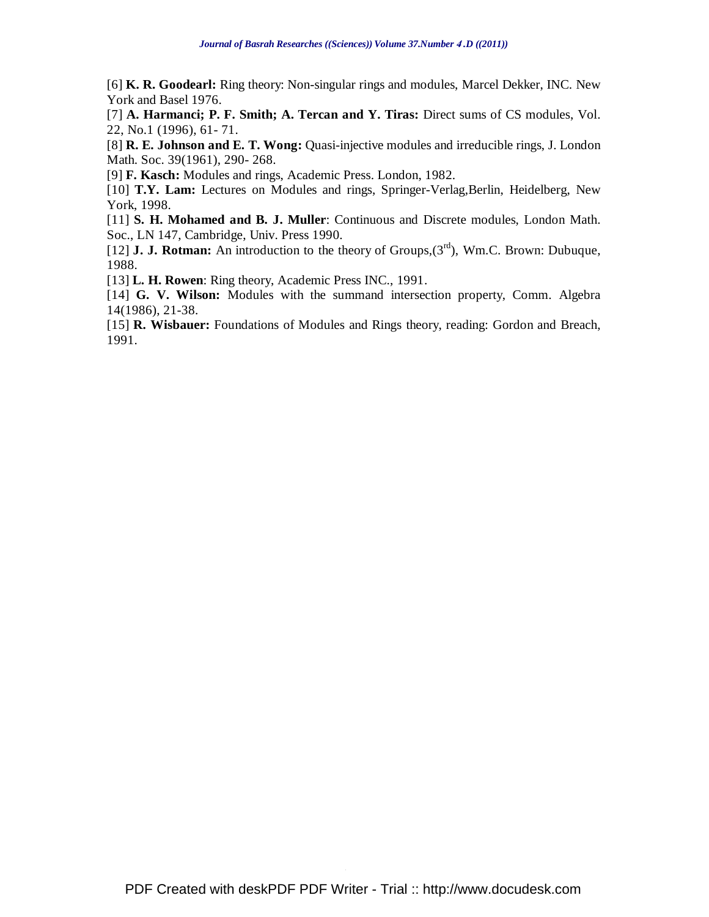[6] **K. R. Goodearl:** Ring theory: Non-singular rings and modules, Marcel Dekker, INC. New York and Basel 1976.

[7] **A. Harmanci; P. F. Smith; A. Tercan and Y. Tiras:** Direct sums of CS modules, Vol. 22, No.1 (1996), 61- 71.

[8] **R. E. Johnson and E. T. Wong:** Quasi-injective modules and irreducible rings, J. London Math. Soc. 39(1961), 290- 268.

[9] **F. Kasch:** Modules and rings, Academic Press. London, 1982.

[10] **T.Y. Lam:** Lectures on Modules and rings, Springer-Verlag,Berlin, Heidelberg, New York, 1998.

[11] **S. H. Mohamed and B. J. Muller**: Continuous and Discrete modules, London Math. Soc., LN 147, Cambridge, Univ. Press 1990.

[12] **J. J. Rotman:** An introduction to the theory of Groups,(3rd), Wm.C. Brown: Dubuque, 1988.

[13] **L. H. Rowen**: Ring theory, Academic Press INC., 1991.

[14] **G. V. Wilson:** Modules with the summand intersection property, Comm. Algebra 14(1986), 21-38.

[15] **R. Wisbauer:** Foundations of Modules and Rings theory, reading: Gordon and Breach, 1991.